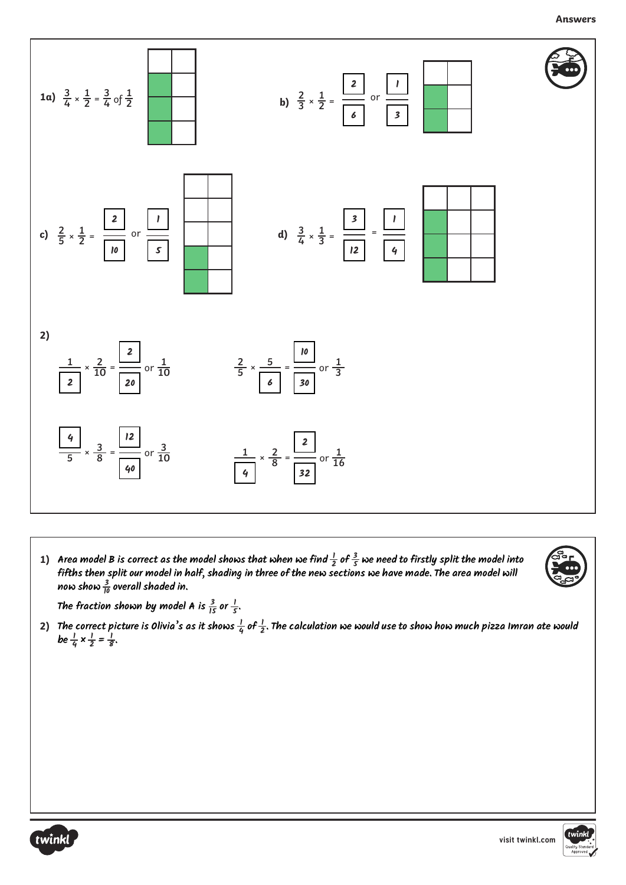**Answers**

**1a)** $\frac{3}{4} \times \frac{1}{2} = \frac{3}{4}$ of $\frac{1}{2}$

**b)** $\frac{2}{3} \times \frac{1}{2} = \frac{2}{6}$ or $\frac{1}{3}$

**c)** $\frac{2}{5} \times \frac{1}{2} = \frac{2}{10}$ or $\frac{1}{5}$

**d)** $\frac{3}{4} \times \frac{1}{3} = \frac{3}{12} = \frac{1}{4}$

**2)**

$\frac{1}{2} \times \frac{2}{10} = \frac{2}{20}$ or $\frac{1}{10}$

$\frac{2}{5} \times \frac{5}{6} = \frac{10}{30}$ or $\frac{1}{3}$

$\frac{4}{5} \times \frac{3}{8} = \frac{12}{40}$ or $\frac{3}{10}$

$\frac{1}{4} \times \frac{2}{8} = \frac{2}{32}$ or $\frac{1}{16}$

---

1) *Area model B is correct as the model shows that when we find $\frac{1}{2}$ of $\frac{3}{5}$ we need to firstly split the model into fifths then split our model in half, shading in three of the new sections we have made. The area model will now show $\frac{3}{10}$ overall shaded in.*

   *The fraction shown by model A is $\frac{3}{15}$ or $\frac{1}{5}$.*

2) *The correct picture is Olivia's as it shows $\frac{1}{4}$ of $\frac{1}{2}$. The calculation we would use to show how much pizza Imran ate would be $\frac{1}{4} \times \frac{1}{2} = \frac{1}{8}$.*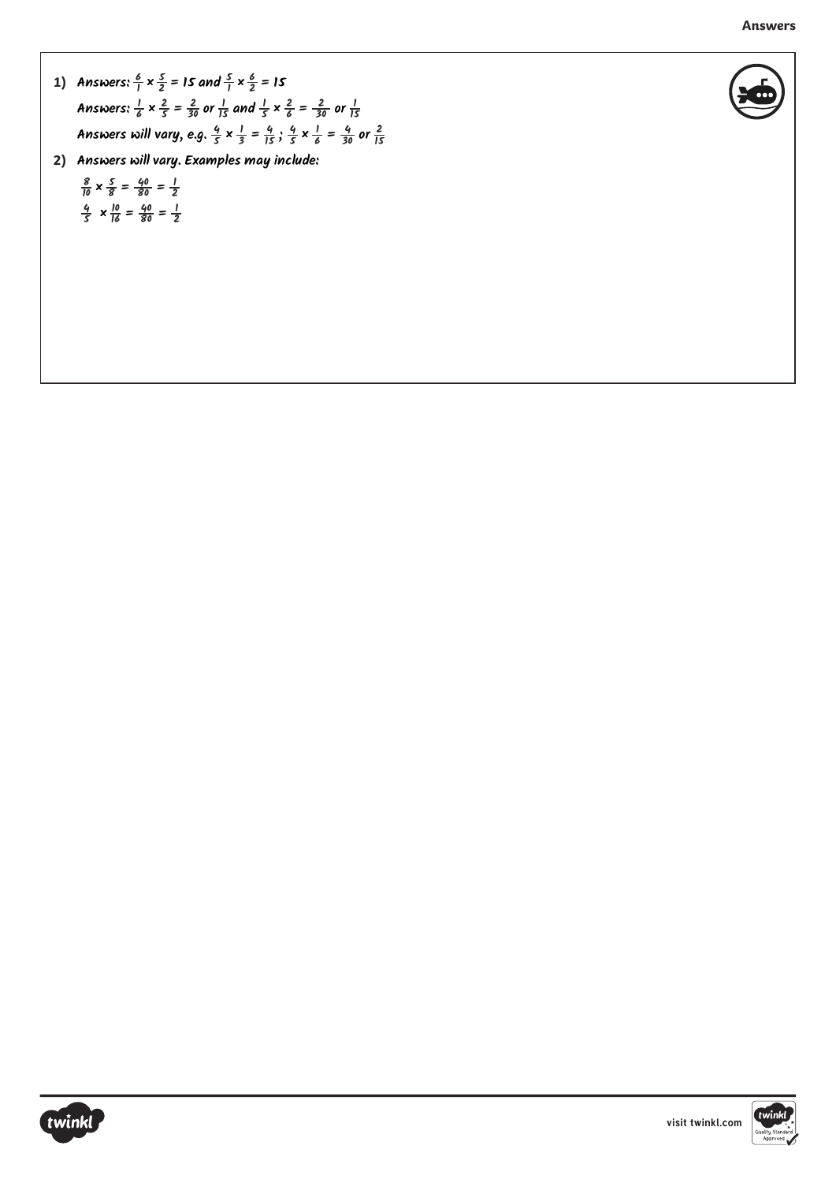# Answers

1) Answers: $\frac{6}{1} \times \frac{5}{2} = 15$ and $\frac{5}{1} \times \frac{6}{2} = 15$

Answers: $\frac{1}{6} \times \frac{2}{5} = \frac{2}{30}$ or $\frac{1}{15}$ and $\frac{1}{5} \times \frac{2}{6} = \frac{2}{30}$ or $\frac{1}{15}$

Answers will vary, e.g. $\frac{4}{5} \times \frac{1}{3} = \frac{4}{15}$ ; $\frac{4}{5} \times \frac{1}{6} = \frac{4}{30}$ or $\frac{2}{15}$

2) Answers will vary. Examples may include:

$\frac{8}{10} \times \frac{5}{8} = \frac{40}{80} = \frac{1}{2}$

$\frac{4}{5} \times \frac{10}{16} = \frac{40}{80} = \frac{1}{2}$